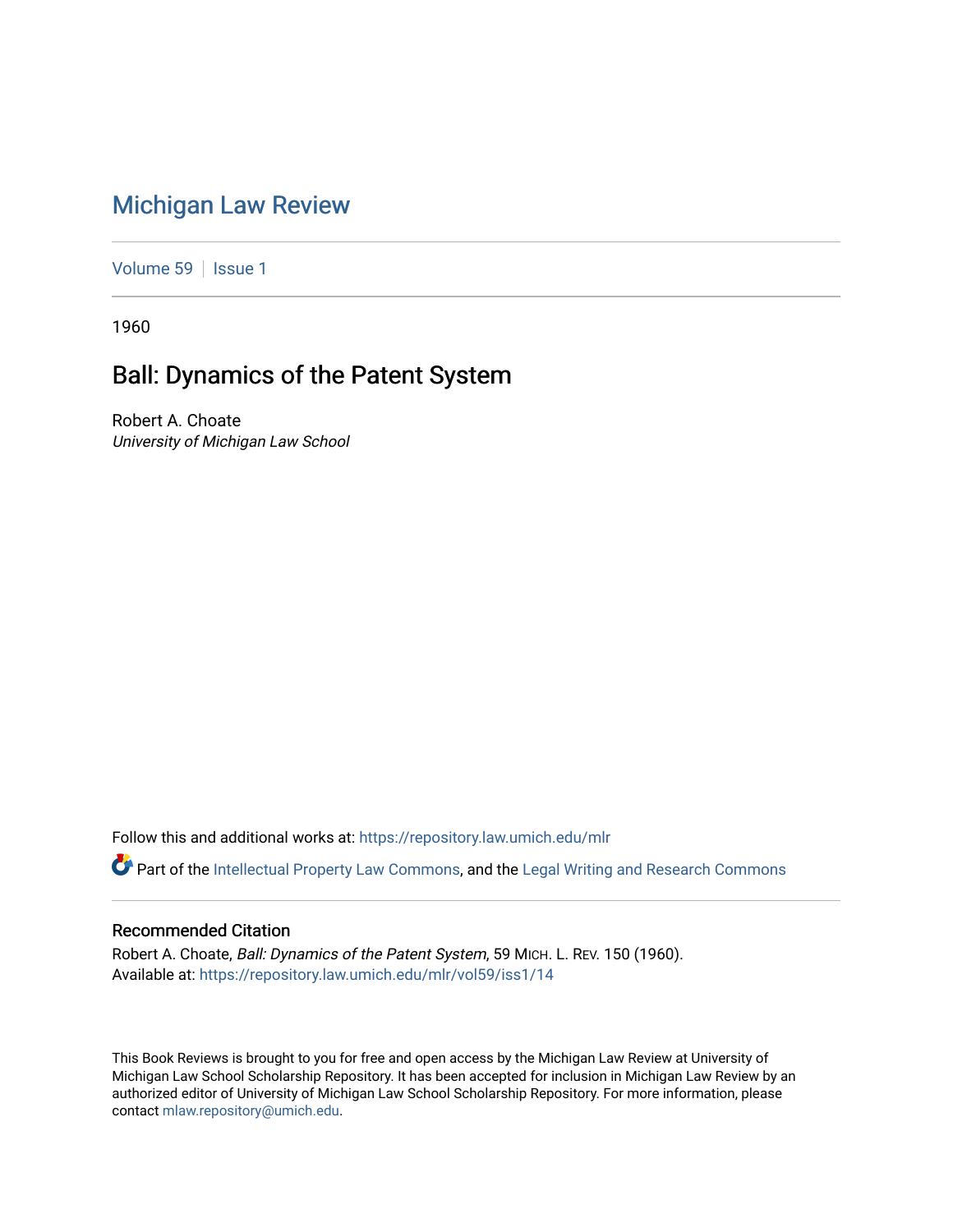# Michigan Law Review

Volume 59 | Issue 1

1960

## Ball: Dynamics of the Patent System

Robert A. Choate
*University of Michigan Law School*

Follow this and additional works at: https://repository.law.umich.edu/mlr

Part of the Intellectual Property Law Commons, and the Legal Writing and Research Commons

### Recommended Citation

Robert A. Choate, *Ball: Dynamics of the Patent System*, 59 MICH. L. REV. 150 (1960).
Available at: https://repository.law.umich.edu/mlr/vol59/iss1/14

This Book Reviews is brought to you for free and open access by the Michigan Law Review at University of Michigan Law School Scholarship Repository. It has been accepted for inclusion in Michigan Law Review by an authorized editor of University of Michigan Law School Scholarship Repository. For more information, please contact mlaw.repository@umich.edu.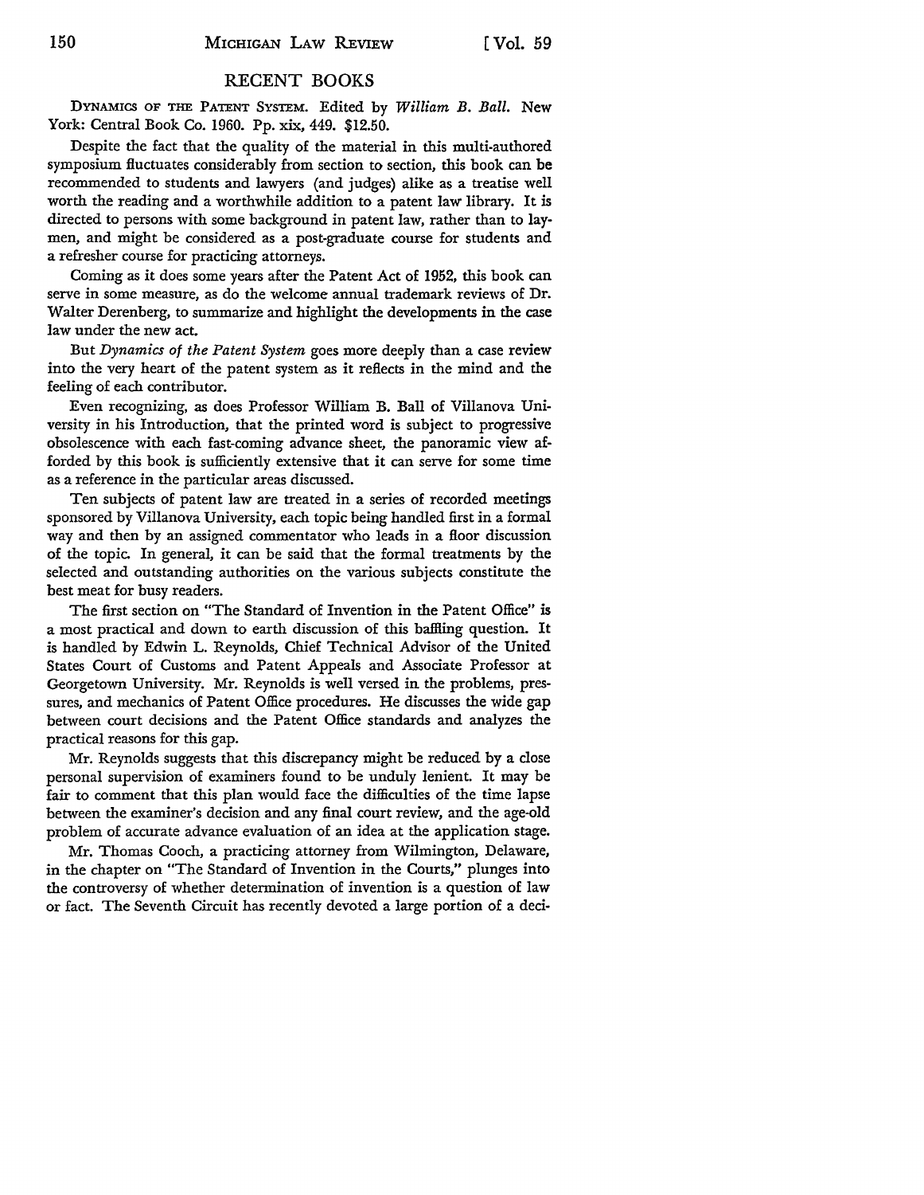## RECENT BOOKS

DYNAMICS OF THE PATENT SYSTEM. Edited by *William B. Ball.* New York: Central Book Co. 1960. Pp. xix, 449. $12.50.

Despite the fact that the quality of the material in this multi-authored symposium fluctuates considerably from section to section, this book can be recommended to students and lawyers (and judges) alike as a treatise well worth the reading and a worthwhile addition to a patent law library. It is directed to persons with some background in patent law, rather than to laymen, and might be considered as a post-graduate course for students and a refresher course for practicing attorneys.

Coming as it does some years after the Patent Act of 1952, this book can serve in some measure, as do the welcome annual trademark reviews of Dr. Walter Derenberg, to summarize and highlight the developments in the case law under the new act.

But *Dynamics of the Patent System* goes more deeply than a case review into the very heart of the patent system as it reflects in the mind and the feeling of each contributor.

Even recognizing, as does Professor William B. Ball of Villanova University in his Introduction, that the printed word is subject to progressive obsolescence with each fast-coming advance sheet, the panoramic view afforded by this book is sufficiently extensive that it can serve for some time as a reference in the particular areas discussed.

Ten subjects of patent law are treated in a series of recorded meetings sponsored by Villanova University, each topic being handled first in a formal way and then by an assigned commentator who leads in a floor discussion of the topic. In general, it can be said that the formal treatments by the selected and outstanding authorities on the various subjects constitute the best meat for busy readers.

The first section on "The Standard of Invention in the Patent Office" is a most practical and down to earth discussion of this baffling question. It is handled by Edwin L. Reynolds, Chief Technical Advisor of the United States Court of Customs and Patent Appeals and Associate Professor at Georgetown University. Mr. Reynolds is well versed in the problems, pressures, and mechanics of Patent Office procedures. He discusses the wide gap between court decisions and the Patent Office standards and analyzes the practical reasons for this gap.

Mr. Reynolds suggests that this discrepancy might be reduced by a close personal supervision of examiners found to be unduly lenient. It may be fair to comment that this plan would face the difficulties of the time lapse between the examiner's decision and any final court review, and the age-old problem of accurate advance evaluation of an idea at the application stage.

Mr. Thomas Cooch, a practicing attorney from Wilmington, Delaware, in the chapter on "The Standard of Invention in the Courts," plunges into the controversy of whether determination of invention is a question of law or fact. The Seventh Circuit has recently devoted a large portion of a deci-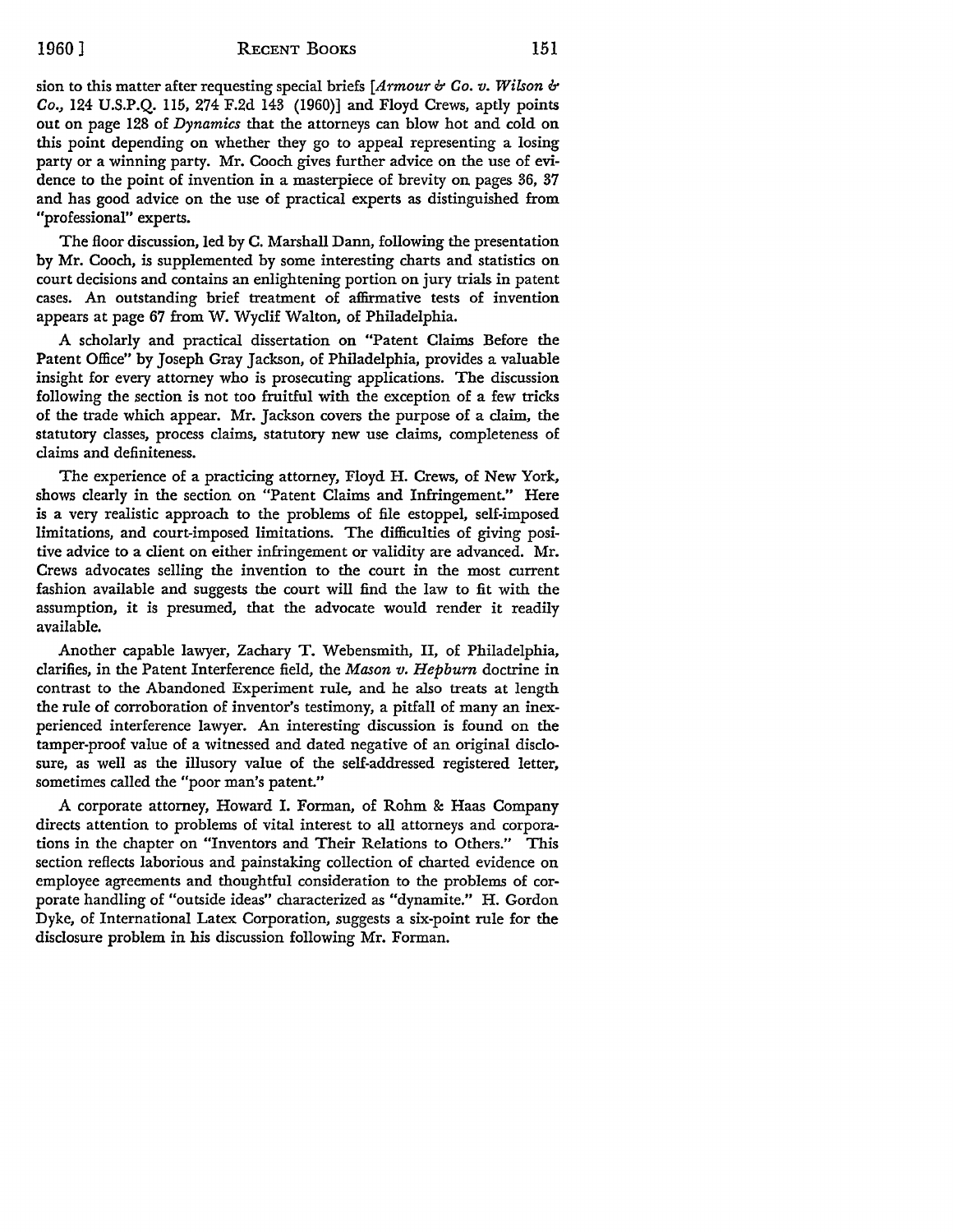sion to this matter after requesting special briefs [*Armour & Co. v. Wilson & Co.*, 124 U.S.P.Q. 115, 274 F.2d 143 (1960)] and Floyd Crews, aptly points out on page 128 of *Dynamics* that the attorneys can blow hot and cold on this point depending on whether they go to appeal representing a losing party or a winning party. Mr. Cooch gives further advice on the use of evidence to the point of invention in a masterpiece of brevity on pages 36, 37 and has good advice on the use of practical experts as distinguished from "professional" experts.

The floor discussion, led by C. Marshall Dann, following the presentation by Mr. Cooch, is supplemented by some interesting charts and statistics on court decisions and contains an enlightening portion on jury trials in patent cases. An outstanding brief treatment of affirmative tests of invention appears at page 67 from W. Wyclif Walton, of Philadelphia.

A scholarly and practical dissertation on "Patent Claims Before the Patent Office" by Joseph Gray Jackson, of Philadelphia, provides a valuable insight for every attorney who is prosecuting applications. The discussion following the section is not too fruitful with the exception of a few tricks of the trade which appear. Mr. Jackson covers the purpose of a claim, the statutory classes, process claims, statutory new use claims, completeness of claims and definiteness.

The experience of a practicing attorney, Floyd H. Crews, of New York, shows clearly in the section on "Patent Claims and Infringement." Here is a very realistic approach to the problems of file estoppel, self-imposed limitations, and court-imposed limitations. The difficulties of giving positive advice to a client on either infringement or validity are advanced. Mr. Crews advocates selling the invention to the court in the most current fashion available and suggests the court will find the law to fit with the assumption, it is presumed, that the advocate would render it readily available.

Another capable lawyer, Zachary T. Webensmith, II, of Philadelphia, clarifies, in the Patent Interference field, the *Mason v. Hepburn* doctrine in contrast to the Abandoned Experiment rule, and he also treats at length the rule of corroboration of inventor's testimony, a pitfall of many an inexperienced interference lawyer. An interesting discussion is found on the tamper-proof value of a witnessed and dated negative of an original disclosure, as well as the illusory value of the self-addressed registered letter, sometimes called the "poor man's patent."

A corporate attorney, Howard I. Forman, of Rohm & Haas Company directs attention to problems of vital interest to all attorneys and corporations in the chapter on "Inventors and Their Relations to Others." This section reflects laborious and painstaking collection of charted evidence on employee agreements and thoughtful consideration to the problems of corporate handling of "outside ideas" characterized as "dynamite." H. Gordon Dyke, of International Latex Corporation, suggests a six-point rule for the disclosure problem in his discussion following Mr. Forman.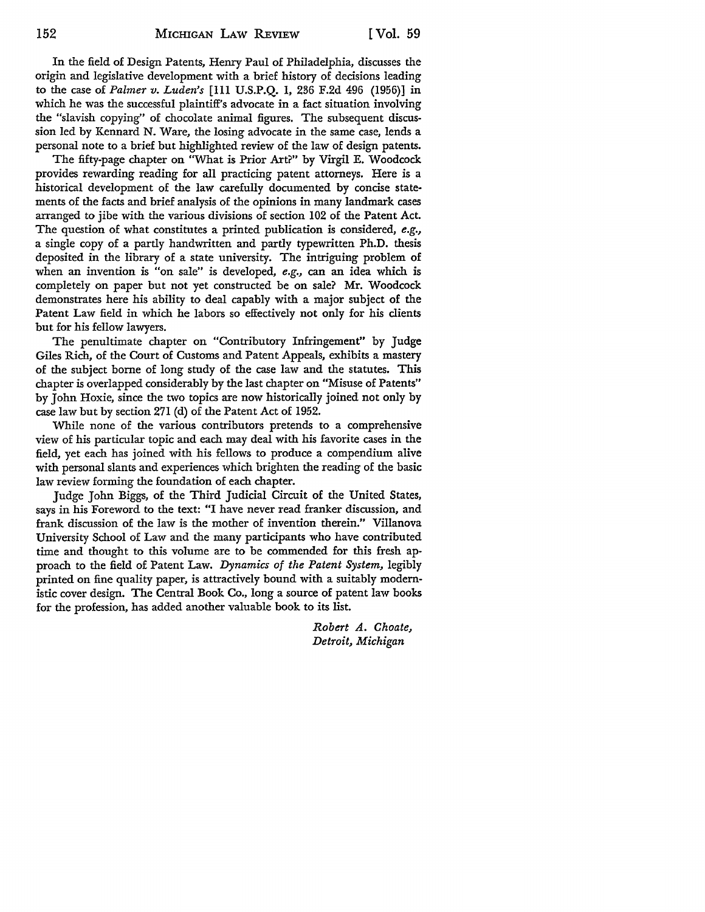In the field of Design Patents, Henry Paul of Philadelphia, discusses the origin and legislative development with a brief history of decisions leading to the case of *Palmer v. Luden's* [111 U.S.P.Q. 1, 236 F.2d 496 (1956)] in which he was the successful plaintiff's advocate in a fact situation involving the "slavish copying" of chocolate animal figures. The subsequent discussion led by Kennard N. Ware, the losing advocate in the same case, lends a personal note to a brief but highlighted review of the law of design patents.

The fifty-page chapter on "What is Prior Art?" by Virgil E. Woodcock provides rewarding reading for all practicing patent attorneys. Here is a historical development of the law carefully documented by concise statements of the facts and brief analysis of the opinions in many landmark cases arranged to jibe with the various divisions of section 102 of the Patent Act. The question of what constitutes a printed publication is considered, *e.g.,* a single copy of a partly handwritten and partly typewritten Ph.D. thesis deposited in the library of a state university. The intriguing problem of when an invention is "on sale" is developed, *e.g.,* can an idea which is completely on paper but not yet constructed be on sale? Mr. Woodcock demonstrates here his ability to deal capably with a major subject of the Patent Law field in which he labors so effectively not only for his clients but for his fellow lawyers.

The penultimate chapter on "Contributory Infringement" by Judge Giles Rich, of the Court of Customs and Patent Appeals, exhibits a mastery of the subject borne of long study of the case law and the statutes. This chapter is overlapped considerably by the last chapter on "Misuse of Patents" by John Hoxie, since the two topics are now historically joined not only by case law but by section 271 (d) of the Patent Act of 1952.

While none of the various contributors pretends to a comprehensive view of his particular topic and each may deal with his favorite cases in the field, yet each has joined with his fellows to produce a compendium alive with personal slants and experiences which brighten the reading of the basic law review forming the foundation of each chapter.

Judge John Biggs, of the Third Judicial Circuit of the United States, says in his Foreword to the text: "I have never read franker discussion, and frank discussion of the law is the mother of invention therein." Villanova University School of Law and the many participants who have contributed time and thought to this volume are to be commended for this fresh approach to the field of Patent Law. *Dynamics of the Patent System,* legibly printed on fine quality paper, is attractively bound with a suitably modernistic cover design. The Central Book Co., long a source of patent law books for the profession, has added another valuable book to its list.

*Robert A. Choate,*
*Detroit, Michigan*